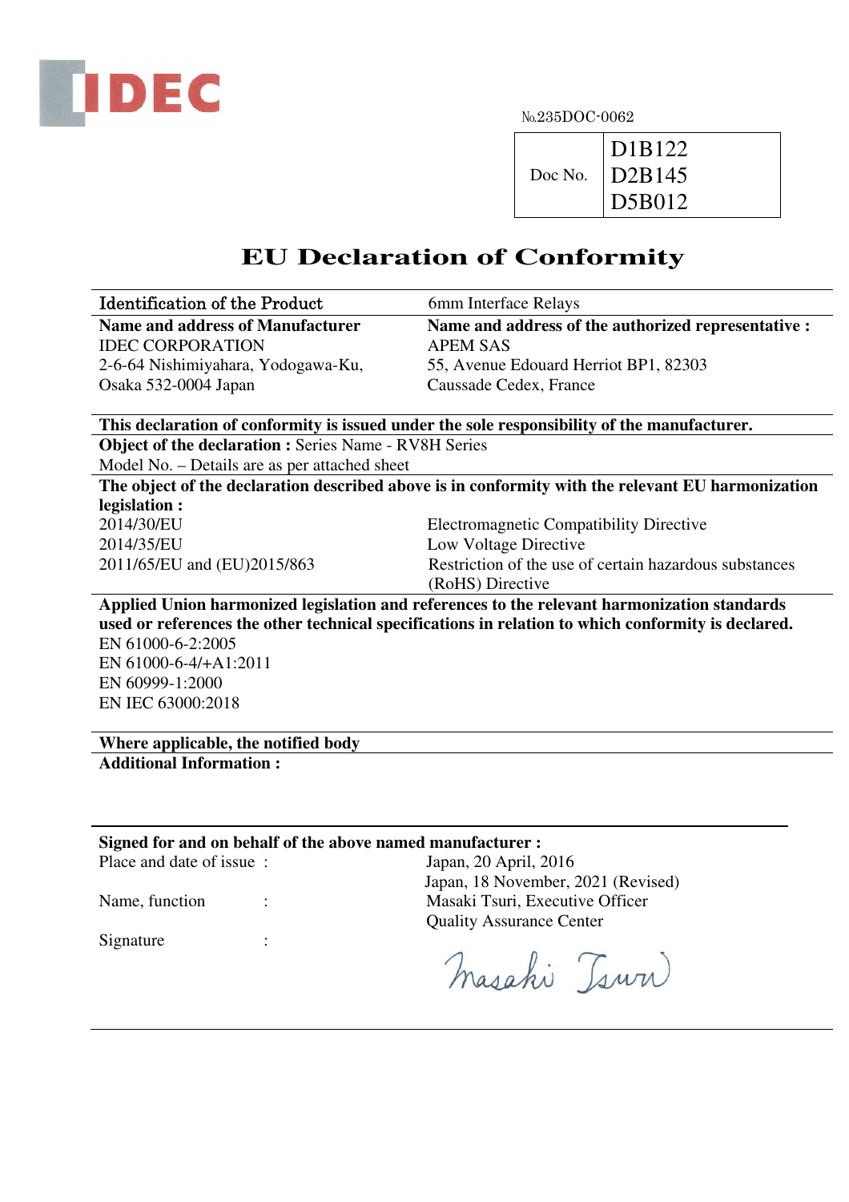IDEC

№.235DOC-0062

| Doc No. | D1B122<br>D2B145<br>D5B012 |
|---|---|

# EU Declaration of Conformity

| Identification of the Product | 6mm Interface Relays |
|---|---|
| **Name and address of Manufacturer**<br>IDEC CORPORATION<br>2-6-64 Nishimiyahara, Yodogawa-Ku,<br>Osaka 532-0004 Japan | **Name and address of the authorized representative :**<br>APEM SAS<br>55, Avenue Edouard Herriot BP1, 82303<br>Caussade Cedex, France |

**This declaration of conformity is issued under the sole responsibility of the manufacturer.**

**Object of the declaration :** Series Name - RV8H Series
Model No. – Details are as per attached sheet

**The object of the declaration described above is in conformity with the relevant EU harmonization legislation :**

| | |
|---|---|
| 2014/30/EU | Electromagnetic Compatibility Directive |
| 2014/35/EU | Low Voltage Directive |
| 2011/65/EU and (EU)2015/863 | Restriction of the use of certain hazardous substances (RoHS) Directive |

**Applied Union harmonized legislation and references to the relevant harmonization standards used or references the other technical specifications in relation to which conformity is declared.**

EN 61000-6-2:2005
EN 61000-6-4/+A1:2011
EN 60999-1:2000
EN IEC 63000:2018

**Where applicable, the notified body**

**Additional Information :**

**Signed for and on behalf of the above named manufacturer :**

| | | |
|---|---|---|
| Place and date of issue | : | Japan, 20 April, 2016<br>Japan, 18 November, 2021 (Revised) |
| Name, function | : | Masaki Tsuri, Executive Officer<br>Quality Assurance Center |
| Signature | : | Masaki Tsuri |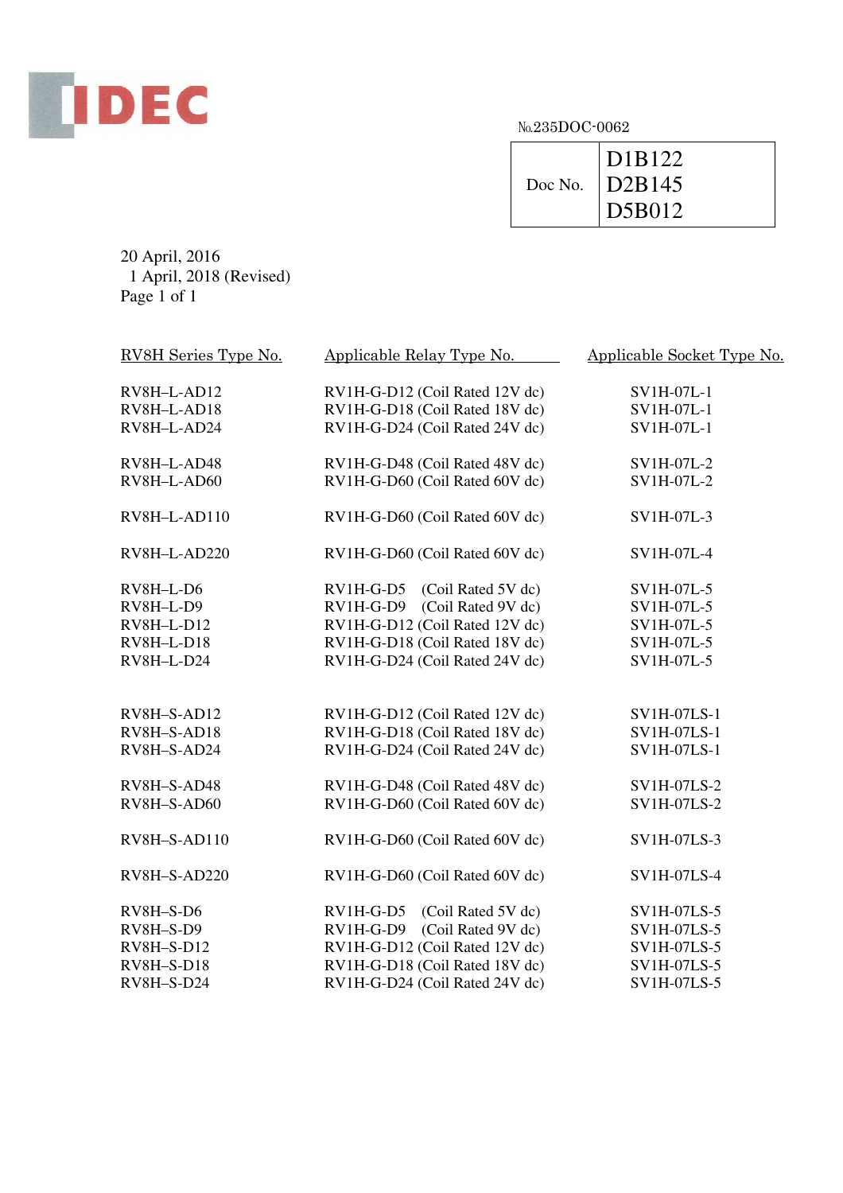IDEC

№235DOC-0062

| Doc No. | D1B122<br>D2B145<br>D5B012 |
|---|---|

20 April, 2016
1 April, 2018 (Revised)

| RV8H Series Type No. | Applicable Relay Type No. | Applicable Socket Type No. |
|---|---|---|
| RV8H–L-AD12 | RV1H-G-D12 (Coil Rated 12V dc) | SV1H-07L-1 |
| RV8H–L-AD18 | RV1H-G-D18 (Coil Rated 18V dc) | SV1H-07L-1 |
| RV8H–L-AD24 | RV1H-G-D24 (Coil Rated 24V dc) | SV1H-07L-1 |
| RV8H–L-AD48 | RV1H-G-D48 (Coil Rated 48V dc) | SV1H-07L-2 |
| RV8H–L-AD60 | RV1H-G-D60 (Coil Rated 60V dc) | SV1H-07L-2 |
| RV8H–L-AD110 | RV1H-G-D60 (Coil Rated 60V dc) | SV1H-07L-3 |
| RV8H–L-AD220 | RV1H-G-D60 (Coil Rated 60V dc) | SV1H-07L-4 |
| RV8H–L-D6 | RV1H-G-D5 (Coil Rated 5V dc) | SV1H-07L-5 |
| RV8H–L-D9 | RV1H-G-D9 (Coil Rated 9V dc) | SV1H-07L-5 |
| RV8H–L-D12 | RV1H-G-D12 (Coil Rated 12V dc) | SV1H-07L-5 |
| RV8H–L-D18 | RV1H-G-D18 (Coil Rated 18V dc) | SV1H-07L-5 |
| RV8H–L-D24 | RV1H-G-D24 (Coil Rated 24V dc) | SV1H-07L-5 |
| RV8H–S-AD12 | RV1H-G-D12 (Coil Rated 12V dc) | SV1H-07LS-1 |
| RV8H–S-AD18 | RV1H-G-D18 (Coil Rated 18V dc) | SV1H-07LS-1 |
| RV8H–S-AD24 | RV1H-G-D24 (Coil Rated 24V dc) | SV1H-07LS-1 |
| RV8H–S-AD48 | RV1H-G-D48 (Coil Rated 48V dc) | SV1H-07LS-2 |
| RV8H–S-AD60 | RV1H-G-D60 (Coil Rated 60V dc) | SV1H-07LS-2 |
| RV8H–S-AD110 | RV1H-G-D60 (Coil Rated 60V dc) | SV1H-07LS-3 |
| RV8H–S-AD220 | RV1H-G-D60 (Coil Rated 60V dc) | SV1H-07LS-4 |
| RV8H–S-D6 | RV1H-G-D5 (Coil Rated 5V dc) | SV1H-07LS-5 |
| RV8H–S-D9 | RV1H-G-D9 (Coil Rated 9V dc) | SV1H-07LS-5 |
| RV8H–S-D12 | RV1H-G-D12 (Coil Rated 12V dc) | SV1H-07LS-5 |
| RV8H–S-D18 | RV1H-G-D18 (Coil Rated 18V dc) | SV1H-07LS-5 |
| RV8H–S-D24 | RV1H-G-D24 (Coil Rated 24V dc) | SV1H-07LS-5 |